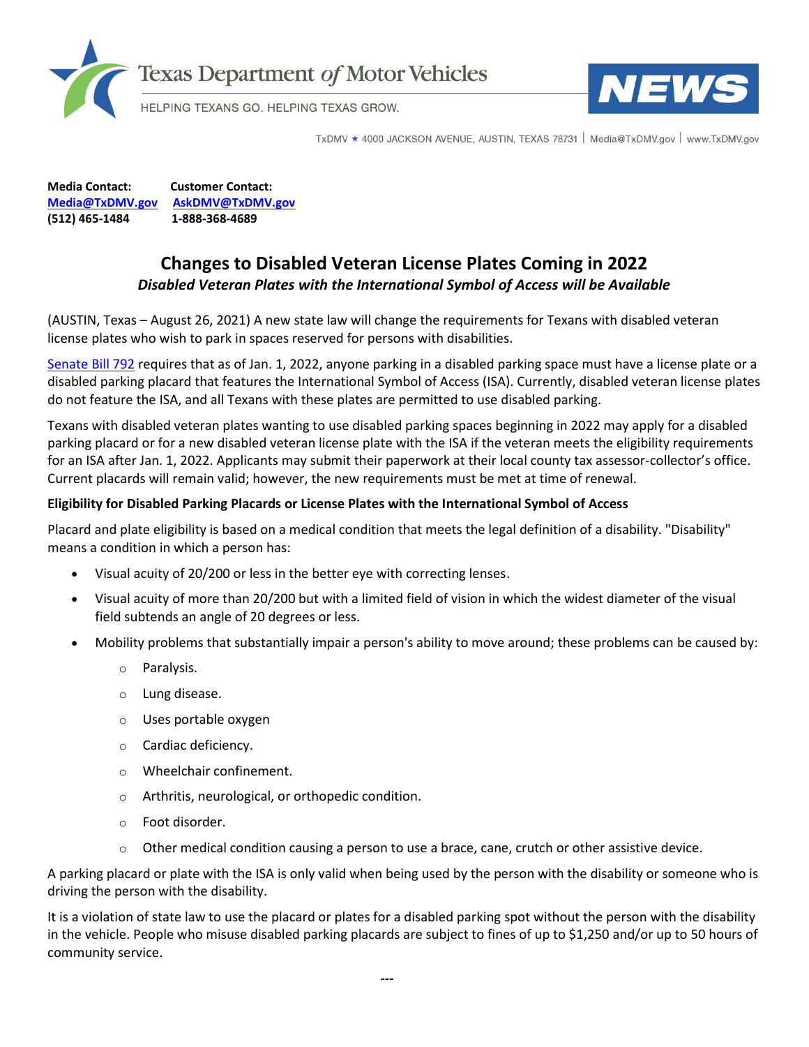Texas Department *of* Motor Vehicles

HELPING TEXANS GO. HELPING TEXAS GROW.

**NEWS**

TxDMV ★ 4000 JACKSON AVENUE, AUSTIN, TEXAS 78731 | Media@TxDMV.gov | www.TxDMV.gov

| **Media Contact:** | **Customer Contact:** |
|---|---|
| **Media@TxDMV.gov** | **AskDMV@TxDMV.gov** |
| **(512) 465-1484** | **1-888-368-4689** |

# Changes to Disabled Veteran License Plates Coming in 2022

***Disabled Veteran Plates with the International Symbol of Access will be Available***

(AUSTIN, Texas – August 26, 2021) A new state law will change the requirements for Texans with disabled veteran license plates who wish to park in spaces reserved for persons with disabilities.

Senate Bill 792 requires that as of Jan. 1, 2022, anyone parking in a disabled parking space must have a license plate or a disabled parking placard that features the International Symbol of Access (ISA). Currently, disabled veteran license plates do not feature the ISA, and all Texans with these plates are permitted to use disabled parking.

Texans with disabled veteran plates wanting to use disabled parking spaces beginning in 2022 may apply for a disabled parking placard or for a new disabled veteran license plate with the ISA if the veteran meets the eligibility requirements for an ISA after Jan. 1, 2022. Applicants may submit their paperwork at their local county tax assessor-collector's office. Current placards will remain valid; however, the new requirements must be met at time of renewal.

**Eligibility for Disabled Parking Placards or License Plates with the International Symbol of Access**

Placard and plate eligibility is based on a medical condition that meets the legal definition of a disability. "Disability" means a condition in which a person has:

- Visual acuity of 20/200 or less in the better eye with correcting lenses.
- Visual acuity of more than 20/200 but with a limited field of vision in which the widest diameter of the visual field subtends an angle of 20 degrees or less.
- Mobility problems that substantially impair a person's ability to move around; these problems can be caused by:
  - Paralysis.
  - Lung disease.
  - Uses portable oxygen
  - Cardiac deficiency.
  - Wheelchair confinement.
  - Arthritis, neurological, or orthopedic condition.
  - Foot disorder.
  - Other medical condition causing a person to use a brace, cane, crutch or other assistive device.

A parking placard or plate with the ISA is only valid when being used by the person with the disability or someone who is driving the person with the disability.

It is a violation of state law to use the placard or plates for a disabled parking spot without the person with the disability in the vehicle. People who misuse disabled parking placards are subject to fines of up to $1,250 and/or up to 50 hours of community service.

---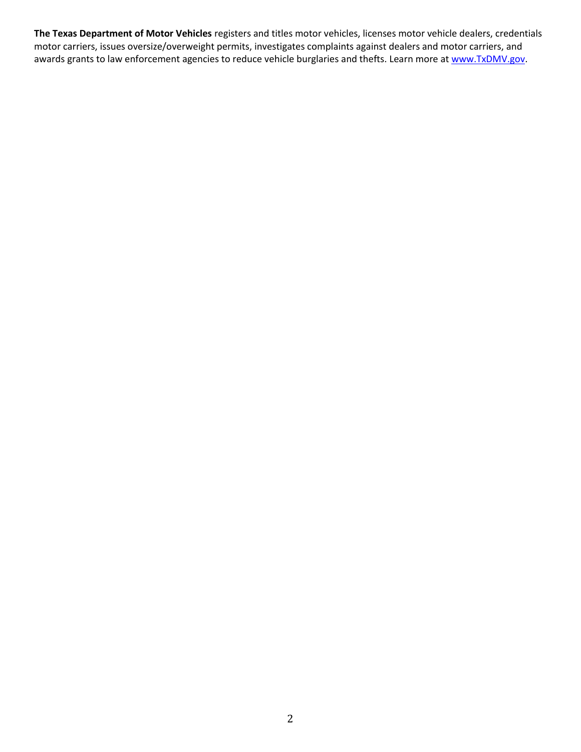**The Texas Department of Motor Vehicles** registers and titles motor vehicles, licenses motor vehicle dealers, credentials motor carriers, issues oversize/overweight permits, investigates complaints against dealers and motor carriers, and awards grants to law enforcement agencies to reduce vehicle burglaries and thefts. Learn more at [www.TxDMV.gov](http://www.TxDMV.gov).